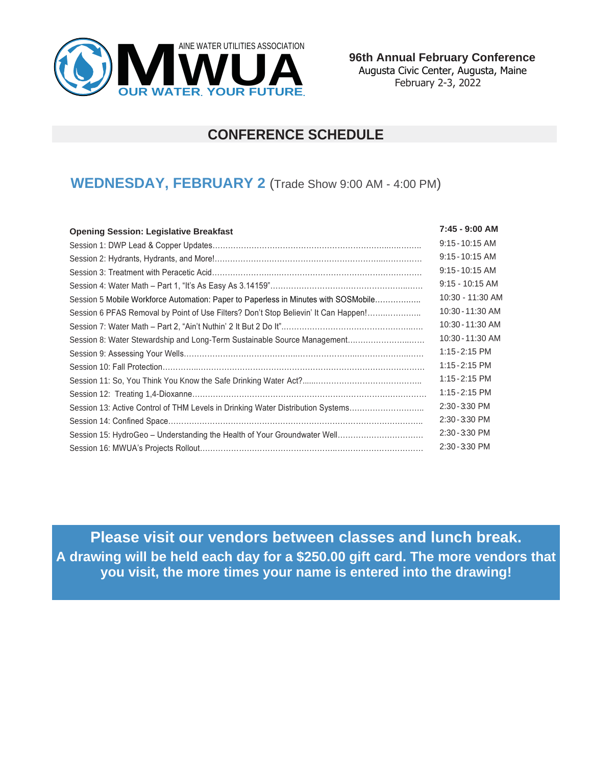MAINE WATER UTILITIES ASSOCIATION
**MWUA**
OUR WATER. YOUR FUTURE.

**96th Annual February Conference**
Augusta Civic Center, Augusta, Maine
February 2-3, 2022

## CONFERENCE SCHEDULE

## WEDNESDAY, FEBRUARY 2 (Trade Show 9:00 AM - 4:00 PM)

| | |
|---|---|
| **Opening Session: Legislative Breakfast** | **7:45 - 9:00 AM** |
| Session 1: DWP Lead & Copper Updates | 9:15 - 10:15 AM |
| Session 2: Hydrants, Hydrants, and More! | 9:15 - 10:15 AM |
| Session 3: Treatment with Peracetic Acid | 9:15 - 10:15 AM |
| Session 4: Water Math – Part 1, "It's As Easy As 3.14159" | 9:15 - 10:15 AM |
| Session 5 Mobile Workforce Automation: Paper to Paperless in Minutes with SOSMobile | 10:30 - 11:30 AM |
| Session 6 PFAS Removal by Point of Use Filters? Don't Stop Believin' It Can Happen! | 10:30 - 11:30 AM |
| Session 7: Water Math – Part 2, "Ain't Nuthin' 2 It But 2 Do It" | 10:30 - 11:30 AM |
| Session 8: Water Stewardship and Long-Term Sustainable Source Management | 10:30 - 11:30 AM |
| Session 9: Assessing Your Wells | 1:15 - 2:15 PM |
| Session 10: Fall Protection | 1:15 - 2:15 PM |
| Session 11: So, You Think You Know the Safe Drinking Water Act? | 1:15 - 2:15 PM |
| Session 12: Treating 1,4-Dioxanne | 1:15 - 2:15 PM |
| Session 13: Active Control of THM Levels in Drinking Water Distribution Systems | 2:30 - 3:30 PM |
| Session 14: Confined Space | 2:30 - 3:30 PM |
| Session 15: HydroGeo – Understanding the Health of Your Groundwater Well | 2:30 - 3:30 PM |
| Session 16: MWUA's Projects Rollout | 2:30 - 3:30 PM |

**Please visit our vendors between classes and lunch break.**

**A drawing will be held each day for a $250.00 gift card. The more vendors that you visit, the more times your name is entered into the drawing!**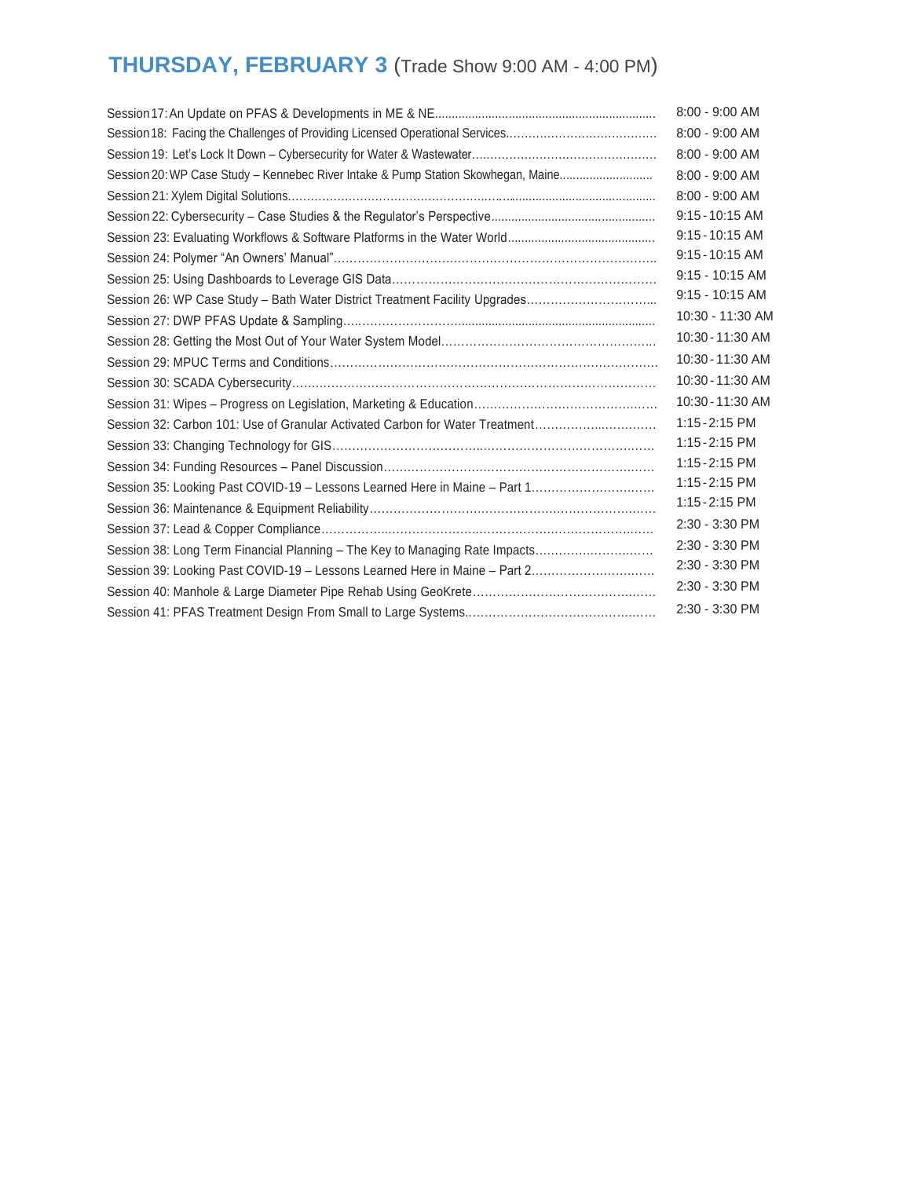## THURSDAY, FEBRUARY 3 (Trade Show 9:00 AM - 4:00 PM)

| Session | Time |
|---|---|
| Session 17: An Update on PFAS & Developments in ME & NE | 8:00 - 9:00 AM |
| Session 18: Facing the Challenges of Providing Licensed Operational Services | 8:00 - 9:00 AM |
| Session 19: Let's Lock It Down – Cybersecurity for Water & Wastewater | 8:00 - 9:00 AM |
| Session 20: WP Case Study – Kennebec River Intake & Pump Station Skowhegan, Maine | 8:00 - 9:00 AM |
| Session 21: Xylem Digital Solutions | 8:00 - 9:00 AM |
| Session 22: Cybersecurity – Case Studies & the Regulator's Perspective | 9:15 - 10:15 AM |
| Session 23: Evaluating Workflows & Software Platforms in the Water World | 9:15 - 10:15 AM |
| Session 24: Polymer "An Owners' Manual" | 9:15 - 10:15 AM |
| Session 25: Using Dashboards to Leverage GIS Data | 9:15 - 10:15 AM |
| Session 26: WP Case Study – Bath Water District Treatment Facility Upgrades | 9:15 - 10:15 AM |
| Session 27: DWP PFAS Update & Sampling | 10:30 - 11:30 AM |
| Session 28: Getting the Most Out of Your Water System Model | 10:30 - 11:30 AM |
| Session 29: MPUC Terms and Conditions | 10:30 - 11:30 AM |
| Session 30: SCADA Cybersecurity | 10:30 - 11:30 AM |
| Session 31: Wipes – Progress on Legislation, Marketing & Education | 10:30 - 11:30 AM |
| Session 32: Carbon 101: Use of Granular Activated Carbon for Water Treatment | 1:15 - 2:15 PM |
| Session 33: Changing Technology for GIS | 1:15 - 2:15 PM |
| Session 34: Funding Resources – Panel Discussion | 1:15 - 2:15 PM |
| Session 35: Looking Past COVID-19 – Lessons Learned Here in Maine – Part 1 | 1:15 - 2:15 PM |
| Session 36: Maintenance & Equipment Reliability | 1:15 - 2:15 PM |
| Session 37: Lead & Copper Compliance | 2:30 - 3:30 PM |
| Session 38: Long Term Financial Planning – The Key to Managing Rate Impacts | 2:30 - 3:30 PM |
| Session 39: Looking Past COVID-19 – Lessons Learned Here in Maine – Part 2 | 2:30 - 3:30 PM |
| Session 40: Manhole & Large Diameter Pipe Rehab Using GeoKrete | 2:30 - 3:30 PM |
| Session 41: PFAS Treatment Design From Small to Large Systems | 2:30 - 3:30 PM |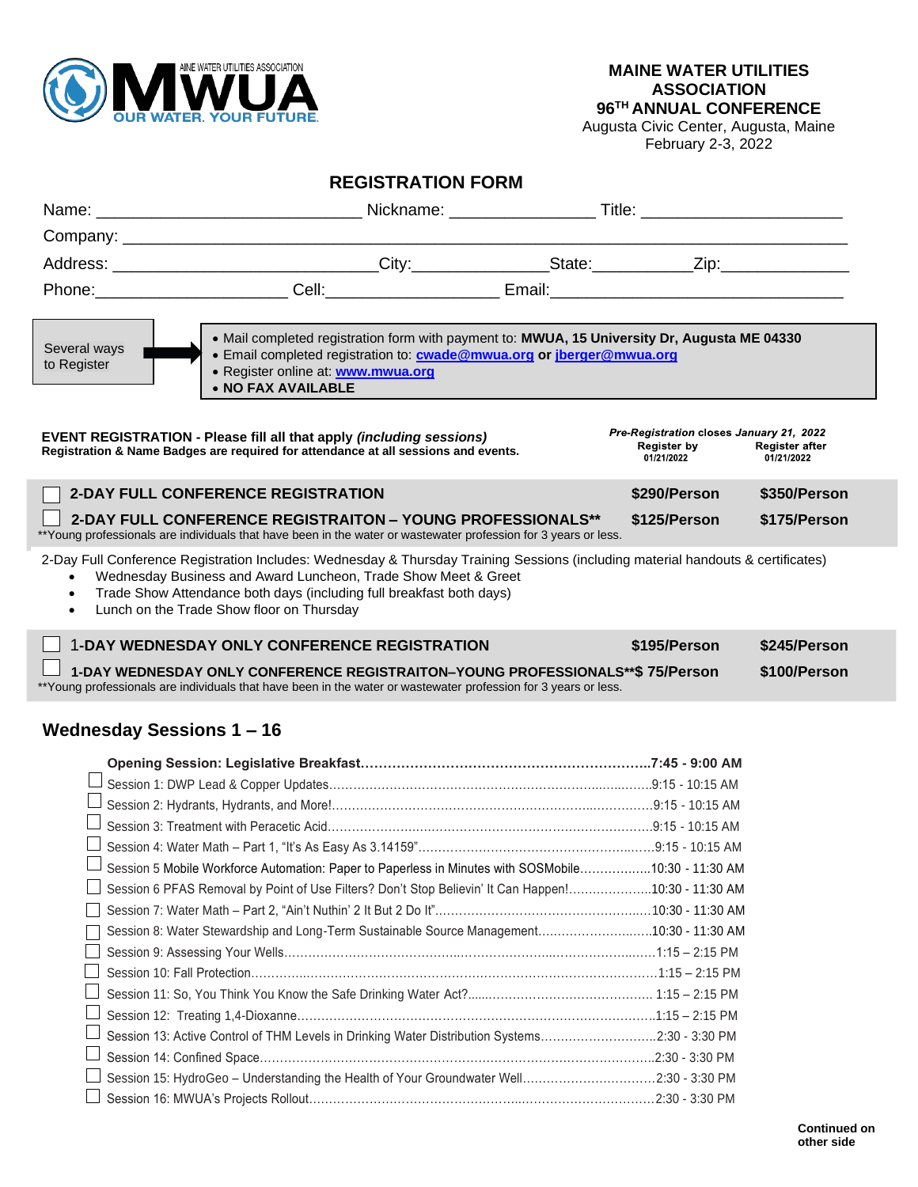MAINE WATER UTILITIES ASSOCIATION

OUR WATER. YOUR FUTURE.

**MAINE WATER UTILITIES ASSOCIATION**
**96TH ANNUAL CONFERENCE**
Augusta Civic Center, Augusta, Maine
February 2-3, 2022

## REGISTRATION FORM

Name: ____________________________ Nickname: _______________ Title: _____________________

Company: ______________________________________________________________________________

Address: ____________________________City:______________State:__________Zip:_____________

Phone:____________________ Cell:__________________ Email:_______________________________

Several ways to Register →

- Mail completed registration form with payment to: **MWUA, 15 University Dr, Augusta ME 04330**
- Email completed registration to: **cwade@mwua.org** or **jberger@mwua.org**
- Register online at: **www.mwua.org**
- **NO FAX AVAILABLE**

**EVENT REGISTRATION - Please fill all that apply *(including sessions)***
**Registration & Name Badges are required for attendance at all sessions and events.**

***Pre-Registration** closes **January 21, 2022***

| | Register by 01/21/2022 | Register after 01/21/2022 |
|---|---|---|
| ☐ **2-DAY FULL CONFERENCE REGISTRATION** | **$290/Person** | **$350/Person** |
| ☐ **2-DAY FULL CONFERENCE REGISTRAITON – YOUNG PROFESSIONALS**\*\* | **$125/Person** | **$175/Person** |

\*\*Young professionals are individuals that have been in the water or wastewater profession for 3 years or less.

2-Day Full Conference Registration Includes: Wednesday & Thursday Training Sessions (including material handouts & certificates)

- Wednesday Business and Award Luncheon, Trade Show Meet & Greet
- Trade Show Attendance both days (including full breakfast both days)
- Lunch on the Trade Show floor on Thursday

| | Register by 01/21/2022 | Register after 01/21/2022 |
|---|---|---|
| ☐ **1-DAY WEDNESDAY ONLY CONFERENCE REGISTRATION** | **$195/Person** | **$245/Person** |
| ☐ **1-DAY WEDNESDAY ONLY CONFERENCE REGISTRAITON–YOUNG PROFESSIONALS**\*\* | **$ 75/Person** | **$100/Person** |

\*\*Young professionals are individuals that have been in the water or wastewater profession for 3 years or less.

## Wednesday Sessions 1 – 16

**Opening Session: Legislative Breakfast……………………………………………………….7:45 - 9:00 AM**

- ☐ Session 1: DWP Lead & Copper Updates……………………………………………………….9:15 - 10:15 AM
- ☐ Session 2: Hydrants, Hydrants, and More!……………………………………………………….9:15 - 10:15 AM
- ☐ Session 3: Treatment with Peracetic Acid……………………………………………………….9:15 - 10:15 AM
- ☐ Session 4: Water Math – Part 1, "It's As Easy As 3.14159"……………………………………….9:15 - 10:15 AM
- ☐ Session 5 Mobile Workforce Automation: Paper to Paperless in Minutes with SOSMobile……………….10:30 - 11:30 AM
- ☐ Session 6 PFAS Removal by Point of Use Filters? Don't Stop Believin' It Can Happen!…………………10:30 - 11:30 AM
- ☐ Session 7: Water Math – Part 2, "Ain't Nuthin' 2 It But 2 Do It"……………………………………10:30 - 11:30 AM
- ☐ Session 8: Water Stewardship and Long-Term Sustainable Source Management…………………….10:30 - 11:30 AM
- ☐ Session 9: Assessing Your Wells……………………………………………………………….1:15 – 2:15 PM
- ☐ Session 10: Fall Protection……………………………………………………………………….1:15 – 2:15 PM
- ☐ Session 11: So, You Think You Know the Safe Drinking Water Act?…………………………………… 1:15 – 2:15 PM
- ☐ Session 12: Treating 1,4-Dioxanne……………………………………………………………….1:15 – 2:15 PM
- ☐ Session 13: Active Control of THM Levels in Drinking Water Distribution Systems……………………….2:30 - 3:30 PM
- ☐ Session 14: Confined Space……………………………………………………………………….2:30 - 3:30 PM
- ☐ Session 15: HydroGeo – Understanding the Health of Your Groundwater Well…………………………2:30 - 3:30 PM
- ☐ Session 16: MWUA's Projects Rollout……………………………………………………………….2:30 - 3:30 PM

**Continued on other side**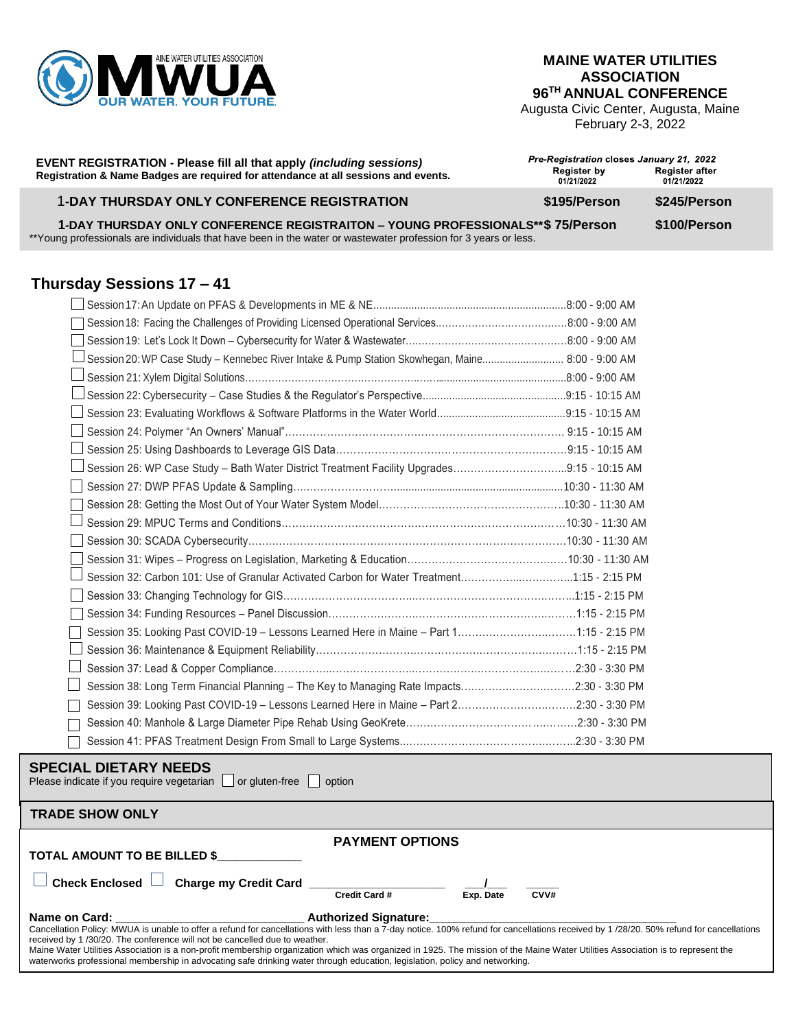MAINE WATER UTILITIES ASSOCIATION

OUR WATER. YOUR FUTURE.

## MAINE WATER UTILITIES ASSOCIATION
## 96TH ANNUAL CONFERENCE

Augusta Civic Center, Augusta, Maine
February 2-3, 2022

**EVENT REGISTRATION - Please fill all that apply *(including sessions)***
**Registration & Name Badges are required for attendance at all sessions and events.**

***Pre-Registration** closes January 21, 2022*

| | Register by 01/21/2022 | Register after 01/21/2022 |
|---|---|---|
| **1-DAY THURSDAY ONLY CONFERENCE REGISTRATION** | **$195/Person** | **$245/Person** |
| **1-DAY THURSDAY ONLY CONFERENCE REGISTRAITON – YOUNG PROFESSIONALS**** | **$ 75/Person** | **$100/Person** |

**Young professionals are individuals that have been in the water or wastewater profession for 3 years or less.

## Thursday Sessions 17 – 41

- ☐ Session 17: An Update on PFAS & Developments in ME & NE........8:00 - 9:00 AM
- ☐ Session 18: Facing the Challenges of Providing Licensed Operational Services........8:00 - 9:00 AM
- ☐ Session 19: Let's Lock It Down – Cybersecurity for Water & Wastewater........8:00 - 9:00 AM
- ☐ Session 20: WP Case Study – Kennebec River Intake & Pump Station Skowhegan, Maine........8:00 - 9:00 AM
- ☐ Session 21: Xylem Digital Solutions........8:00 - 9:00 AM
- ☐ Session 22: Cybersecurity – Case Studies & the Regulator's Perspective........9:15 - 10:15 AM
- ☐ Session 23: Evaluating Workflows & Software Platforms in the Water World........9:15 - 10:15 AM
- ☐ Session 24: Polymer "An Owners' Manual"........9:15 - 10:15 AM
- ☐ Session 25: Using Dashboards to Leverage GIS Data........9:15 - 10:15 AM
- ☐ Session 26: WP Case Study – Bath Water District Treatment Facility Upgrades........9:15 - 10:15 AM
- ☐ Session 27: DWP PFAS Update & Sampling........10:30 - 11:30 AM
- ☐ Session 28: Getting the Most Out of Your Water System Model........10:30 - 11:30 AM
- ☐ Session 29: MPUC Terms and Conditions........10:30 - 11:30 AM
- ☐ Session 30: SCADA Cybersecurity........10:30 - 11:30 AM
- ☐ Session 31: Wipes – Progress on Legislation, Marketing & Education........10:30 - 11:30 AM
- ☐ Session 32: Carbon 101: Use of Granular Activated Carbon for Water Treatment........1:15 - 2:15 PM
- ☐ Session 33: Changing Technology for GIS........1:15 - 2:15 PM
- ☐ Session 34: Funding Resources – Panel Discussion........1:15 - 2:15 PM
- ☐ Session 35: Looking Past COVID-19 – Lessons Learned Here in Maine – Part 1........1:15 - 2:15 PM
- ☐ Session 36: Maintenance & Equipment Reliability........1:15 - 2:15 PM
- ☐ Session 37: Lead & Copper Compliance........2:30 - 3:30 PM
- ☐ Session 38: Long Term Financial Planning – The Key to Managing Rate Impacts........2:30 - 3:30 PM
- ☐ Session 39: Looking Past COVID-19 – Lessons Learned Here in Maine – Part 2........2:30 - 3:30 PM
- ☐ Session 40: Manhole & Large Diameter Pipe Rehab Using GeoKrete........2:30 - 3:30 PM
- ☐ Session 41: PFAS Treatment Design From Small to Large Systems........2:30 - 3:30 PM

## SPECIAL DIETARY NEEDS

Please indicate if you require vegetarian ☐ or gluten-free ☐ option

## TRADE SHOW ONLY

### PAYMENT OPTIONS

**TOTAL AMOUNT TO BE BILLED $**_____________

☐ **Check Enclosed** ☐ **Charge my Credit Card** ____________________ ___/___ _____
Credit Card # Exp. Date CVV#

**Name on Card:** ____________________________ **Authorized Signature:**____________________________________

Cancellation Policy: MWUA is unable to offer a refund for cancellations with less than a 7-day notice. 100% refund for cancellations received by 1 /28/20. 50% refund for cancellations received by 1 /30/20. The conference will not be cancelled due to weather.

Maine Water Utilities Association is a non-profit membership organization which was organized in 1925. The mission of the Maine Water Utilities Association is to represent the waterworks professional membership in advocating safe drinking water through education, legislation, policy and networking.